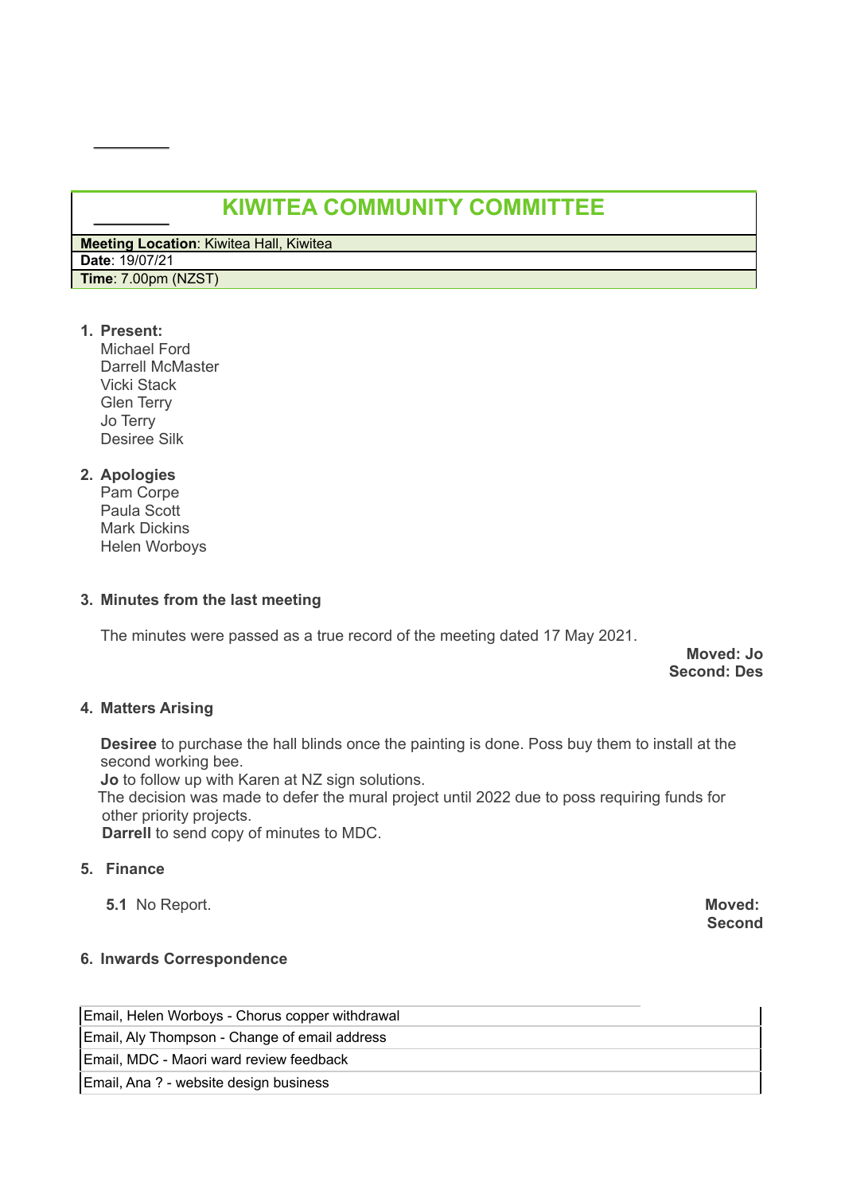# KIWITEA COMMUNITY COMMITTEE

| **Meeting Location**: Kiwitea Hall, Kiwitea |
|---|
| **Date**: 19/07/21 |
| **Time**: 7.00pm (NZST) |

1. **Present:**
   Michael Ford
   Darrell McMaster
   Vicki Stack
   Glen Terry
   Jo Terry
   Desiree Silk

2. **Apologies**
   Pam Corpe
   Paula Scott
   Mark Dickins
   Helen Worboys

3. **Minutes from the last meeting**

   The minutes were passed as a true record of the meeting dated 17 May 2021.

   **Moved: Jo**
   **Second: Des**

4. **Matters Arising**

   **Desiree** to purchase the hall blinds once the painting is done. Poss buy them to install at the second working bee.
   **Jo** to follow up with Karen at NZ sign solutions.
   The decision was made to defer the mural project until 2022 due to poss requiring funds for other priority projects.
   **Darrell** to send copy of minutes to MDC.

5. **Finance**

   **5.1** No Report.

   **Moved:**
   **Second**

6. **Inwards Correspondence**

| |
|---|
| Email, Helen Worboys - Chorus copper withdrawal |
| Email, Aly Thompson - Change of email address |
| Email, MDC - Maori ward review feedback |
| Email, Ana ? - website design business |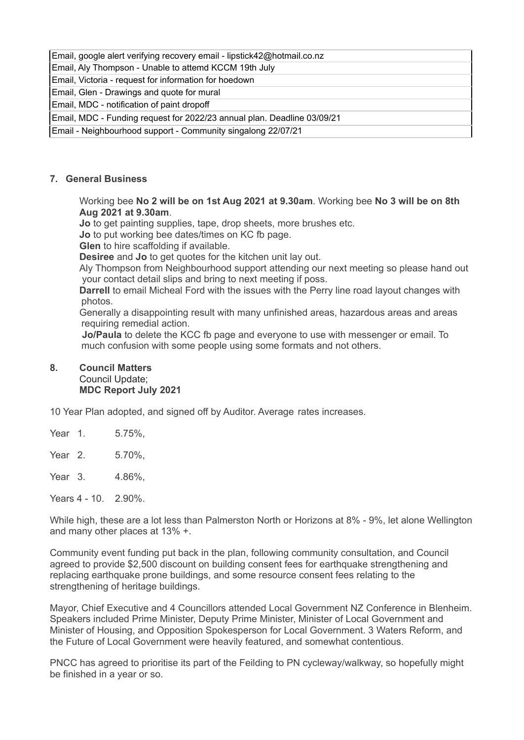| Email, google alert verifying recovery email - lipstick42@hotmail.co.nz |
|---|
| Email, Aly Thompson - Unable to attemd KCCM 19th July |
| Email, Victoria - request for information for hoedown |
| Email, Glen - Drawings and quote for mural |
| Email, MDC - notification of paint dropoff |
| Email, MDC - Funding request for 2022/23 annual plan. Deadline 03/09/21 |
| Email - Neighbourhood support - Community singalong 22/07/21 |

**7. General Business**

Working bee **No 2 will be on 1st Aug 2021 at 9.30am**. Working bee **No 3 will be on 8th Aug 2021 at 9.30am**.

**Jo** to get painting supplies, tape, drop sheets, more brushes etc.

**Jo** to put working bee dates/times on KC fb page.

**Glen** to hire scaffolding if available.

**Desiree** and **Jo** to get quotes for the kitchen unit lay out.

Aly Thompson from Neighbourhood support attending our next meeting so please hand out your contact detail slips and bring to next meeting if poss.

**Darrell** to email Micheal Ford with the issues with the Perry line road layout changes with photos.

Generally a disappointing result with many unfinished areas, hazardous areas and areas requiring remedial action.

**Jo/Paula** to delete the KCC fb page and everyone to use with messenger or email. To much confusion with some people using some formats and not others.

**8. Council Matters**

Council Update;

**MDC Report July 2021**

10 Year Plan adopted, and signed off by Auditor. Average rates increases.

Year 1. 5.75%,

Year 2. 5.70%,

Year 3. 4.86%,

Years 4 - 10. 2.90%.

While high, these are a lot less than Palmerston North or Horizons at 8% - 9%, let alone Wellington and many other places at 13% +.

Community event funding put back in the plan, following community consultation, and Council agreed to provide $2,500 discount on building consent fees for earthquake strengthening and replacing earthquake prone buildings, and some resource consent fees relating to the strengthening of heritage buildings.

Mayor, Chief Executive and 4 Councillors attended Local Government NZ Conference in Blenheim. Speakers included Prime Minister, Deputy Prime Minister, Minister of Local Government and Minister of Housing, and Opposition Spokesperson for Local Government. 3 Waters Reform, and the Future of Local Government were heavily featured, and somewhat contentious.

PNCC has agreed to prioritise its part of the Feilding to PN cycleway/walkway, so hopefully might be finished in a year or so.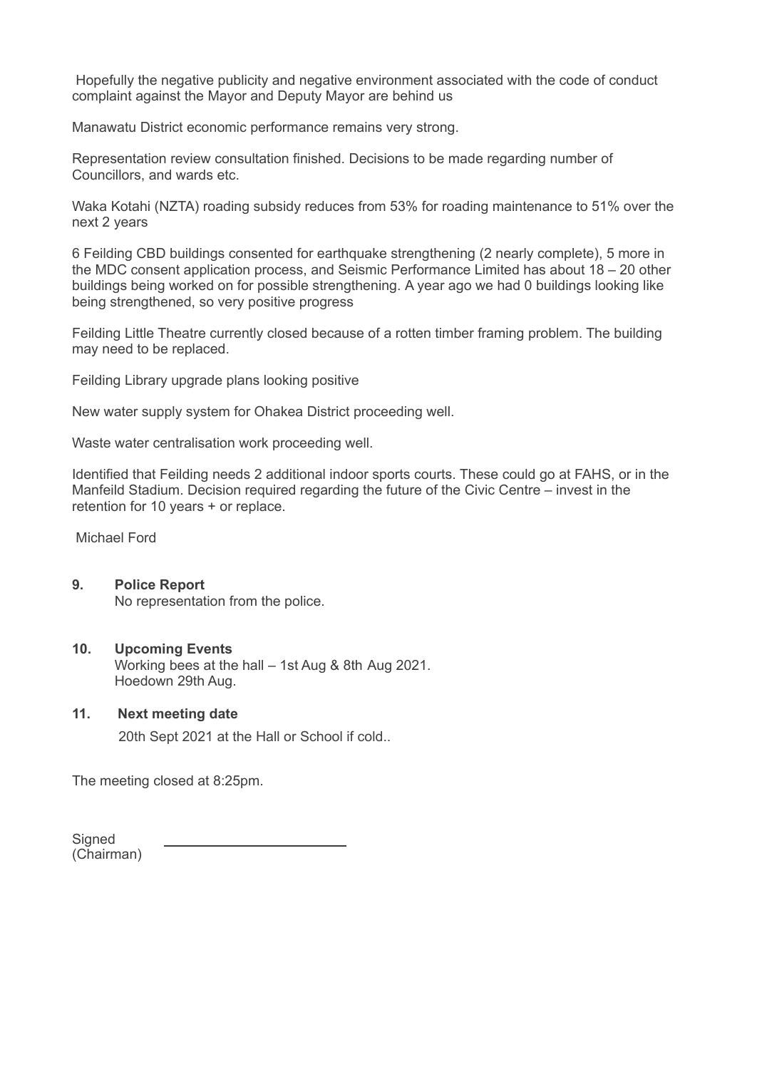Hopefully the negative publicity and negative environment associated with the code of conduct complaint against the Mayor and Deputy Mayor are behind us

Manawatu District economic performance remains very strong.

Representation review consultation finished. Decisions to be made regarding number of Councillors, and wards etc.

Waka Kotahi (NZTA) roading subsidy reduces from 53% for roading maintenance to 51% over the next 2 years

6 Feilding CBD buildings consented for earthquake strengthening (2 nearly complete), 5 more in the MDC consent application process, and Seismic Performance Limited has about 18 – 20 other buildings being worked on for possible strengthening. A year ago we had 0 buildings looking like being strengthened, so very positive progress

Feilding Little Theatre currently closed because of a rotten timber framing problem. The building may need to be replaced.

Feilding Library upgrade plans looking positive

New water supply system for Ohakea District proceeding well.

Waste water centralisation work proceeding well.

Identified that Feilding needs 2 additional indoor sports courts. These could go at FAHS, or in the Manfeild Stadium. Decision required regarding the future of the Civic Centre – invest in the retention for 10 years + or replace.

Michael Ford

**9. Police Report**

No representation from the police.

**10. Upcoming Events**

Working bees at the hall – 1st Aug & 8th Aug 2021.
Hoedown 29th Aug.

**11. Next meeting date**

20th Sept 2021 at the Hall or School if cold..

The meeting closed at 8:25pm.

Signed
(Chairman) \_\_\_\_\_\_\_\_\_\_\_\_\_\_\_\_\_\_\_\_\_\_\_\_